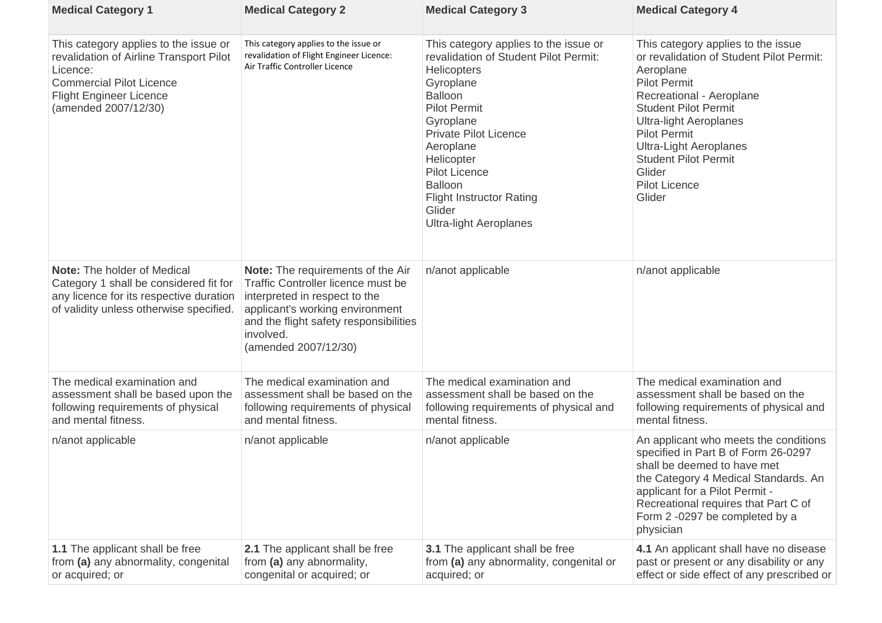| Medical Category 1 | Medical Category 2 | Medical Category 3 | Medical Category 4 |
|---|---|---|---|
| This category applies to the issue or revalidation of Airline Transport Pilot Licence:<br>Commercial Pilot Licence<br>Flight Engineer Licence<br>(amended 2007/12/30) | This category applies to the issue or revalidation of Flight Engineer Licence:<br>Air Traffic Controller Licence | This category applies to the issue or revalidation of Student Pilot Permit:<br>Helicopters<br>Gyroplane<br>Balloon<br>Pilot Permit<br>Gyroplane<br>Private Pilot Licence<br>Aeroplane<br>Helicopter<br>Pilot Licence<br>Balloon<br>Flight Instructor Rating<br>Glider<br>Ultra-light Aeroplanes | This category applies to the issue or revalidation of Student Pilot Permit:<br>Aeroplane<br>Pilot Permit<br>Recreational - Aeroplane<br>Student Pilot Permit<br>Ultra-light Aeroplanes<br>Pilot Permit<br>Ultra-Light Aeroplanes<br>Student Pilot Permit<br>Glider<br>Pilot Licence<br>Glider |
| **Note:** The holder of Medical Category 1 shall be considered fit for any licence for its respective duration of validity unless otherwise specified. | **Note:** The requirements of the Air Traffic Controller licence must be interpreted in respect to the applicant's working environment and the flight safety responsibilities involved.<br>(amended 2007/12/30) | n/anot applicable | n/anot applicable |
| The medical examination and assessment shall be based upon the following requirements of physical and mental fitness. | The medical examination and assessment shall be based on the following requirements of physical and mental fitness. | The medical examination and assessment shall be based on the following requirements of physical and mental fitness. | The medical examination and assessment shall be based on the following requirements of physical and mental fitness. |
| n/anot applicable | n/anot applicable | n/anot applicable | An applicant who meets the conditions specified in Part B of Form 26-0297 shall be deemed to have met the Category 4 Medical Standards. An applicant for a Pilot Permit - Recreational requires that Part C of Form 2 -0297 be completed by a physician |
| **1.1** The applicant shall be free from **(a)** any abnormality, congenital or acquired; or | **2.1** The applicant shall be free from **(a)** any abnormality, congenital or acquired; or | **3.1** The applicant shall be free from **(a)** any abnormality, congenital or acquired; or | **4.1** An applicant shall have no disease past or present or any disability or any effect or side effect of any prescribed or |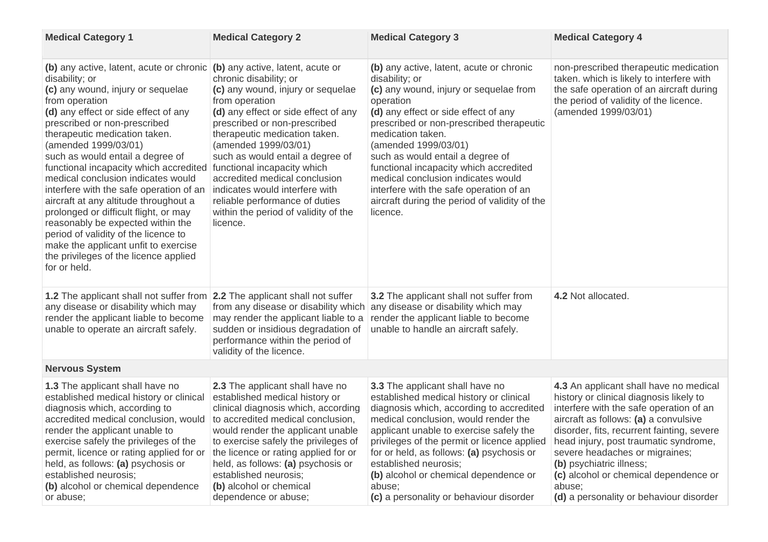| Medical Category 1 | Medical Category 2 | Medical Category 3 | Medical Category 4 |
|---|---|---|---|
| **(b)** any active, latent, acute or chronic disability; or<br>**(c)** any wound, injury or sequelae from operation<br>**(d)** any effect or side effect of any prescribed or non-prescribed therapeutic medication taken.<br>(amended 1999/03/01)<br>such as would entail a degree of functional incapacity which accredited medical conclusion indicates would interfere with the safe operation of an aircraft at any altitude throughout a prolonged or difficult flight, or may reasonably be expected within the period of validity of the licence to make the applicant unfit to exercise the privileges of the licence applied for or held. | **(b)** any active, latent, acute or chronic disability; or<br>**(c)** any wound, injury or sequelae from operation<br>**(d)** any effect or side effect of any prescribed or non-prescribed therapeutic medication taken.<br>(amended 1999/03/01)<br>such as would entail a degree of functional incapacity which accredited medical conclusion indicates would interfere with reliable performance of duties within the period of validity of the licence. | **(b)** any active, latent, acute or chronic disability; or<br>**(c)** any wound, injury or sequelae from operation<br>**(d)** any effect or side effect of any prescribed or non-prescribed therapeutic medication taken.<br>(amended 1999/03/01)<br>such as would entail a degree of functional incapacity which accredited medical conclusion indicates would interfere with the safe operation of an aircraft during the period of validity of the licence. | non-prescribed therapeutic medication taken. which is likely to interfere with the safe operation of an aircraft during the period of validity of the licence.<br>(amended 1999/03/01) |
| **1.2** The applicant shall not suffer from any disease or disability which may render the applicant liable to become unable to operate an aircraft safely. | **2.2** The applicant shall not suffer from any disease or disability which may render the applicant liable to a sudden or insidious degradation of performance within the period of validity of the licence. | **3.2** The applicant shall not suffer from any disease or disability which may render the applicant liable to become unable to handle an aircraft safely. | **4.2** Not allocated. |
| **Nervous System** | | | |
| **1.3** The applicant shall have no established medical history or clinical diagnosis which, according to accredited medical conclusion, would render the applicant unable to exercise safely the privileges of the permit, licence or rating applied for or held, as follows: **(a)** psychosis or established neurosis;<br>**(b)** alcohol or chemical dependence or abuse; | **2.3** The applicant shall have no established medical history or clinical diagnosis which, according to accredited medical conclusion, would render the applicant unable to exercise safely the privileges of the licence or rating applied for or held, as follows: **(a)** psychosis or established neurosis;<br>**(b)** alcohol or chemical dependence or abuse; | **3.3** The applicant shall have no established medical history or clinical diagnosis which, according to accredited medical conclusion, would render the applicant unable to exercise safely the privileges of the permit or licence applied for or held, as follows: **(a)** psychosis or established neurosis;<br>**(b)** alcohol or chemical dependence or abuse;<br>**(c)** a personality or behaviour disorder | **4.3** An applicant shall have no medical history or clinical diagnosis likely to interfere with the safe operation of an aircraft as follows: **(a)** a convulsive disorder, fits, recurrent fainting, severe head injury, post traumatic syndrome, severe headaches or migraines;<br>**(b)** psychiatric illness;<br>**(c)** alcohol or chemical dependence or abuse;<br>**(d)** a personality or behaviour disorder |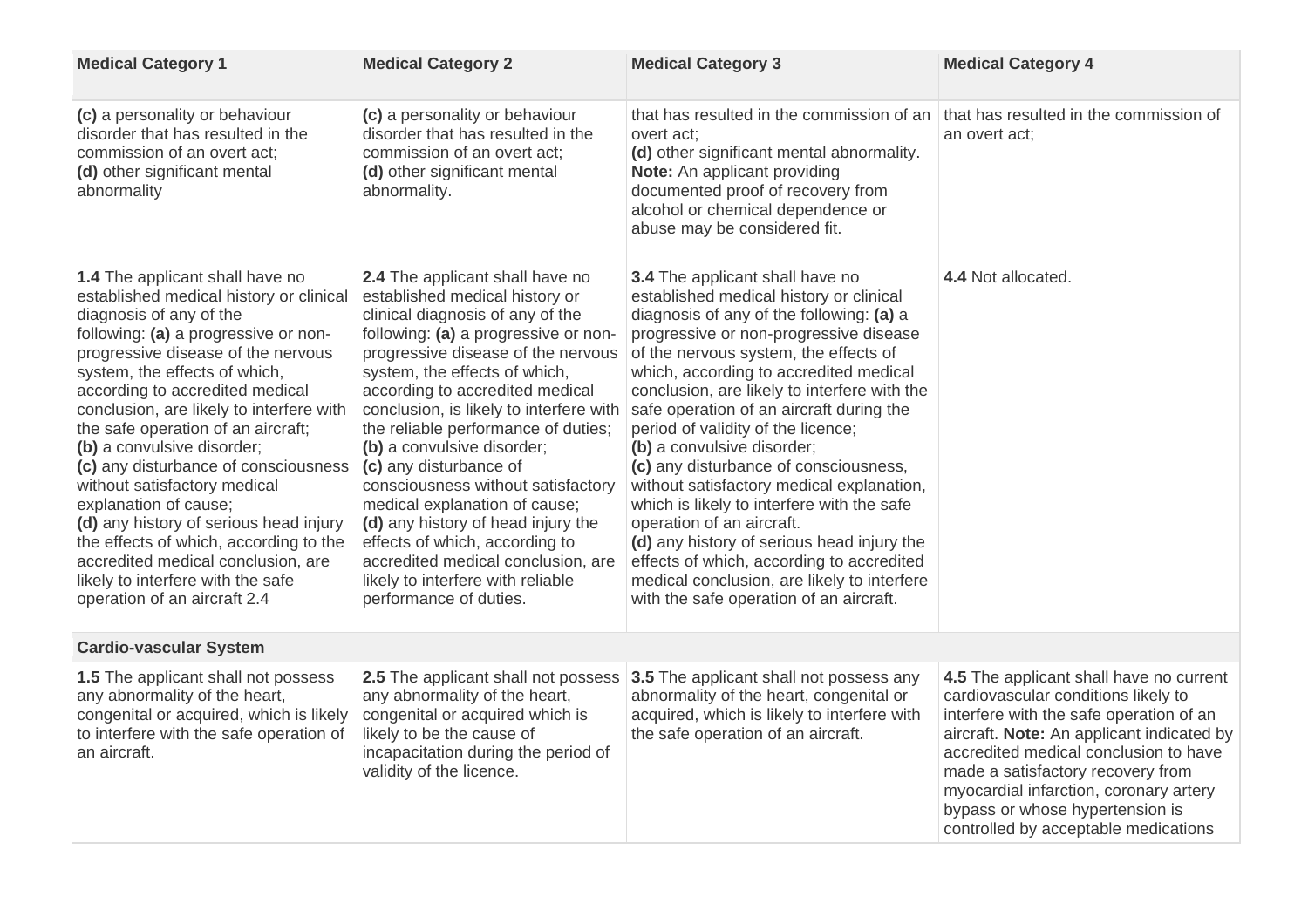| Medical Category 1 | Medical Category 2 | Medical Category 3 | Medical Category 4 |
|---|---|---|---|
| **(c)** a personality or behaviour disorder that has resulted in the commission of an overt act;<br>**(d)** other significant mental abnormality | **(c)** a personality or behaviour disorder that has resulted in the commission of an overt act;<br>**(d)** other significant mental abnormality. | that has resulted in the commission of an overt act;<br>**(d)** other significant mental abnormality.<br>**Note:** An applicant providing documented proof of recovery from alcohol or chemical dependence or abuse may be considered fit. | that has resulted in the commission of an overt act; |
| **1.4** The applicant shall have no established medical history or clinical diagnosis of any of the following: **(a)** a progressive or non-progressive disease of the nervous system, the effects of which, according to accredited medical conclusion, are likely to interfere with the safe operation of an aircraft;<br>**(b)** a convulsive disorder;<br>**(c)** any disturbance of consciousness without satisfactory medical explanation of cause;<br>**(d)** any history of serious head injury the effects of which, according to the accredited medical conclusion, are likely to interfere with the safe operation of an aircraft 2.4 | **2.4** The applicant shall have no established medical history or clinical diagnosis of any of the following: **(a)** a progressive or non-progressive disease of the nervous system, the effects of which, according to accredited medical conclusion, is likely to interfere with the reliable performance of duties;<br>**(b)** a convulsive disorder;<br>**(c)** any disturbance of consciousness without satisfactory medical explanation of cause;<br>**(d)** any history of head injury the effects of which, according to accredited medical conclusion, are likely to interfere with reliable performance of duties. | **3.4** The applicant shall have no established medical history or clinical diagnosis of any of the following: **(a)** a progressive or non-progressive disease of the nervous system, the effects of which, according to accredited medical conclusion, are likely to interfere with the safe operation of an aircraft during the period of validity of the licence;<br>**(b)** a convulsive disorder;<br>**(c)** any disturbance of consciousness, without satisfactory medical explanation, which is likely to interfere with the safe operation of an aircraft.<br>**(d)** any history of serious head injury the effects of which, according to accredited medical conclusion, are likely to interfere with the safe operation of an aircraft. | **4.4** Not allocated. |
| **Cardio-vascular System** | | | |
| **1.5** The applicant shall not possess any abnormality of the heart, congenital or acquired, which is likely to interfere with the safe operation of an aircraft. | **2.5** The applicant shall not possess any abnormality of the heart, congenital or acquired which is likely to be the cause of incapacitation during the period of validity of the licence. | **3.5** The applicant shall not possess any abnormality of the heart, congenital or acquired, which is likely to interfere with the safe operation of an aircraft. | **4.5** The applicant shall have no current cardiovascular conditions likely to interfere with the safe operation of an aircraft. **Note:** An applicant indicated by accredited medical conclusion to have made a satisfactory recovery from myocardial infarction, coronary artery bypass or whose hypertension is controlled by acceptable medications |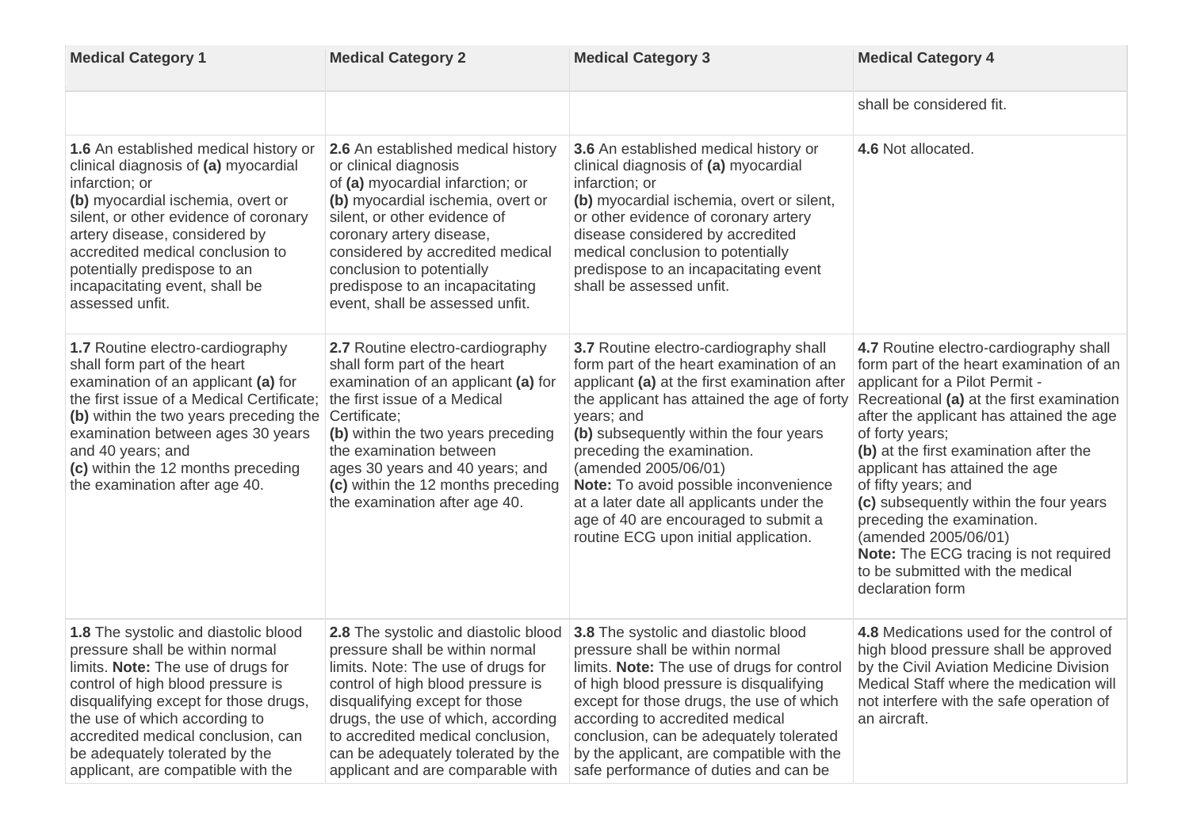| Medical Category 1 | Medical Category 2 | Medical Category 3 | Medical Category 4 |
|---|---|---|---|
| | | | shall be considered fit. |
| **1.6** An established medical history or clinical diagnosis of **(a)** myocardial infarction; or **(b)** myocardial ischemia, overt or silent, or other evidence of coronary artery disease, considered by accredited medical conclusion to potentially predispose to an incapacitating event, shall be assessed unfit. | **2.6** An established medical history or clinical diagnosis of **(a)** myocardial infarction; or **(b)** myocardial ischemia, overt or silent, or other evidence of coronary artery disease, considered by accredited medical conclusion to potentially predispose to an incapacitating event, shall be assessed unfit. | **3.6** An established medical history or clinical diagnosis of **(a)** myocardial infarction; or **(b)** myocardial ischemia, overt or silent, or other evidence of coronary artery disease considered by accredited medical conclusion to potentially predispose to an incapacitating event shall be assessed unfit. | **4.6** Not allocated. |
| **1.7** Routine electro-cardiography shall form part of the heart examination of an applicant **(a)** for the first issue of a Medical Certificate; **(b)** within the two years preceding the examination between ages 30 years and 40 years; and **(c)** within the 12 months preceding the examination after age 40. | **2.7** Routine electro-cardiography shall form part of the heart examination of an applicant **(a)** for the first issue of a Medical Certificate; **(b)** within the two years preceding the examination between ages 30 years and 40 years; and **(c)** within the 12 months preceding the examination after age 40. | **3.7** Routine electro-cardiography shall form part of the heart examination of an applicant **(a)** at the first examination after the applicant has attained the age of forty years; and **(b)** subsequently within the four years preceding the examination. (amended 2005/06/01) **Note:** To avoid possible inconvenience at a later date all applicants under the age of 40 are encouraged to submit a routine ECG upon initial application. | **4.7** Routine electro-cardiography shall form part of the heart examination of an applicant for a Pilot Permit - Recreational **(a)** at the first examination after the applicant has attained the age of forty years; **(b)** at the first examination after the applicant has attained the age of fifty years; and **(c)** subsequently within the four years preceding the examination. (amended 2005/06/01) **Note:** The ECG tracing is not required to be submitted with the medical declaration form |
| **1.8** The systolic and diastolic blood pressure shall be within normal limits. **Note:** The use of drugs for control of high blood pressure is disqualifying except for those drugs, the use of which according to accredited medical conclusion, can be adequately tolerated by the applicant, are compatible with the | **2.8** The systolic and diastolic blood pressure shall be within normal limits. Note: The use of drugs for control of high blood pressure is disqualifying except for those drugs, the use of which, according to accredited medical conclusion, can be adequately tolerated by the applicant and are comparable with | **3.8** The systolic and diastolic blood pressure shall be within normal limits. **Note:** The use of drugs for control of high blood pressure is disqualifying except for those drugs, the use of which according to accredited medical conclusion, can be adequately tolerated by the applicant, are compatible with the safe performance of duties and can be | **4.8** Medications used for the control of high blood pressure shall be approved by the Civil Aviation Medicine Division Medical Staff where the medication will not interfere with the safe operation of an aircraft. |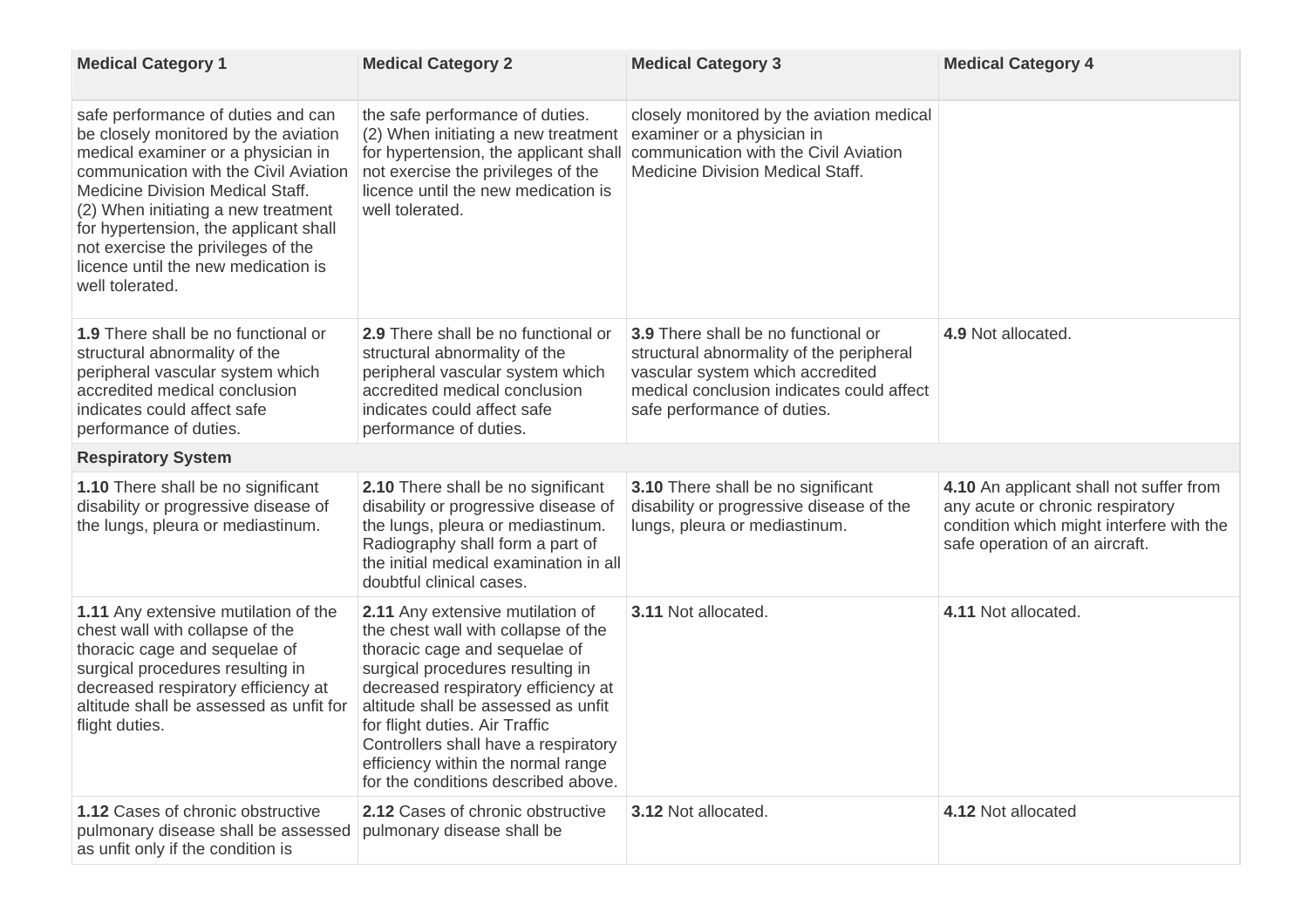| Medical Category 1 | Medical Category 2 | Medical Category 3 | Medical Category 4 |
|---|---|---|---|
| safe performance of duties and can be closely monitored by the aviation medical examiner or a physician in communication with the Civil Aviation Medicine Division Medical Staff.<br>(2) When initiating a new treatment for hypertension, the applicant shall not exercise the privileges of the licence until the new medication is well tolerated. | the safe performance of duties.<br>(2) When initiating a new treatment for hypertension, the applicant shall not exercise the privileges of the licence until the new medication is well tolerated. | closely monitored by the aviation medical examiner or a physician in communication with the Civil Aviation Medicine Division Medical Staff. | |
| **1.9** There shall be no functional or structural abnormality of the peripheral vascular system which accredited medical conclusion indicates could affect safe performance of duties. | **2.9** There shall be no functional or structural abnormality of the peripheral vascular system which accredited medical conclusion indicates could affect safe performance of duties. | **3.9** There shall be no functional or structural abnormality of the peripheral vascular system which accredited medical conclusion indicates could affect safe performance of duties. | **4.9** Not allocated. |
| **Respiratory System** | | | |
| **1.10** There shall be no significant disability or progressive disease of the lungs, pleura or mediastinum. | **2.10** There shall be no significant disability or progressive disease of the lungs, pleura or mediastinum. Radiography shall form a part of the initial medical examination in all doubtful clinical cases. | **3.10** There shall be no significant disability or progressive disease of the lungs, pleura or mediastinum. | **4.10** An applicant shall not suffer from any acute or chronic respiratory condition which might interfere with the safe operation of an aircraft. |
| **1.11** Any extensive mutilation of the chest wall with collapse of the thoracic cage and sequelae of surgical procedures resulting in decreased respiratory efficiency at altitude shall be assessed as unfit for flight duties. | **2.11** Any extensive mutilation of the chest wall with collapse of the thoracic cage and sequelae of surgical procedures resulting in decreased respiratory efficiency at altitude shall be assessed as unfit for flight duties. Air Traffic Controllers shall have a respiratory efficiency within the normal range for the conditions described above. | **3.11** Not allocated. | **4.11** Not allocated. |
| **1.12** Cases of chronic obstructive pulmonary disease shall be assessed as unfit only if the condition is | **2.12** Cases of chronic obstructive pulmonary disease shall be | **3.12** Not allocated. | **4.12** Not allocated |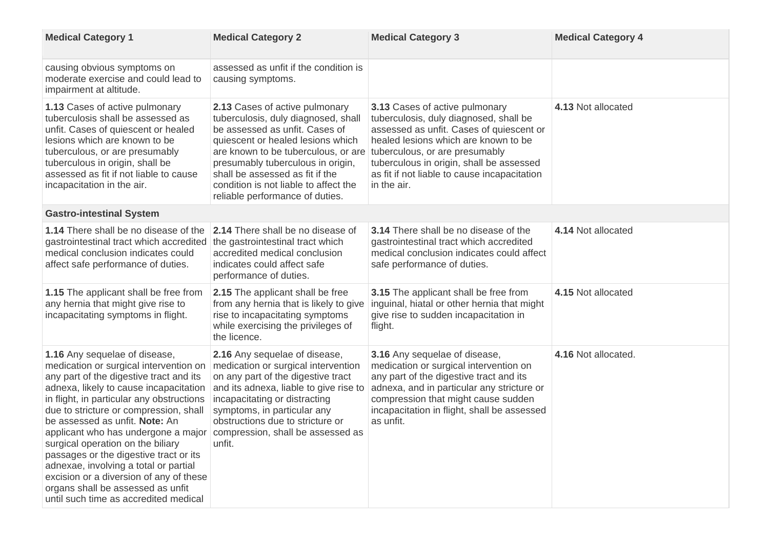| Medical Category 1 | Medical Category 2 | Medical Category 3 | Medical Category 4 |
|---|---|---|---|
| causing obvious symptoms on moderate exercise and could lead to impairment at altitude. | assessed as unfit if the condition is causing symptoms. | | |
| **1.13** Cases of active pulmonary tuberculosis shall be assessed as unfit. Cases of quiescent or healed lesions which are known to be tuberculous, or are presumably tuberculous in origin, shall be assessed as fit if not liable to cause incapacitation in the air. | **2.13** Cases of active pulmonary tuberculosis, duly diagnosed, shall be assessed as unfit. Cases of quiescent or healed lesions which are known to be tuberculous, or are presumably tuberculous in origin, shall be assessed as fit if the condition is not liable to affect the reliable performance of duties. | **3.13** Cases of active pulmonary tuberculosis, duly diagnosed, shall be assessed as unfit. Cases of quiescent or healed lesions which are known to be tuberculous, or are presumably tuberculous in origin, shall be assessed as fit if not liable to cause incapacitation in the air. | **4.13** Not allocated |
| **Gastro-intestinal System** | | | |
| **1.14** There shall be no disease of the gastrointestinal tract which accredited medical conclusion indicates could affect safe performance of duties. | **2.14** There shall be no disease of the gastrointestinal tract which accredited medical conclusion indicates could affect safe performance of duties. | **3.14** There shall be no disease of the gastrointestinal tract which accredited medical conclusion indicates could affect safe performance of duties. | **4.14** Not allocated |
| **1.15** The applicant shall be free from any hernia that might give rise to incapacitating symptoms in flight. | **2.15** The applicant shall be free from any hernia that is likely to give rise to incapacitating symptoms while exercising the privileges of the licence. | **3.15** The applicant shall be free from inguinal, hiatal or other hernia that might give rise to sudden incapacitation in flight. | **4.15** Not allocated |
| **1.16** Any sequelae of disease, medication or surgical intervention on any part of the digestive tract and its adnexa, likely to cause incapacitation in flight, in particular any obstructions due to stricture or compression, shall be assessed as unfit. **Note:** An applicant who has undergone a major surgical operation on the biliary passages or the digestive tract or its adnexae, involving a total or partial excision or a diversion of any of these organs shall be assessed as unfit until such time as accredited medical | **2.16** Any sequelae of disease, medication or surgical intervention on any part of the digestive tract and its adnexa, liable to give rise to incapacitating or distracting symptoms, in particular any obstructions due to stricture or compression, shall be assessed as unfit. | **3.16** Any sequelae of disease, medication or surgical intervention on any part of the digestive tract and its adnexa, and in particular any stricture or compression that might cause sudden incapacitation in flight, shall be assessed as unfit. | **4.16** Not allocated. |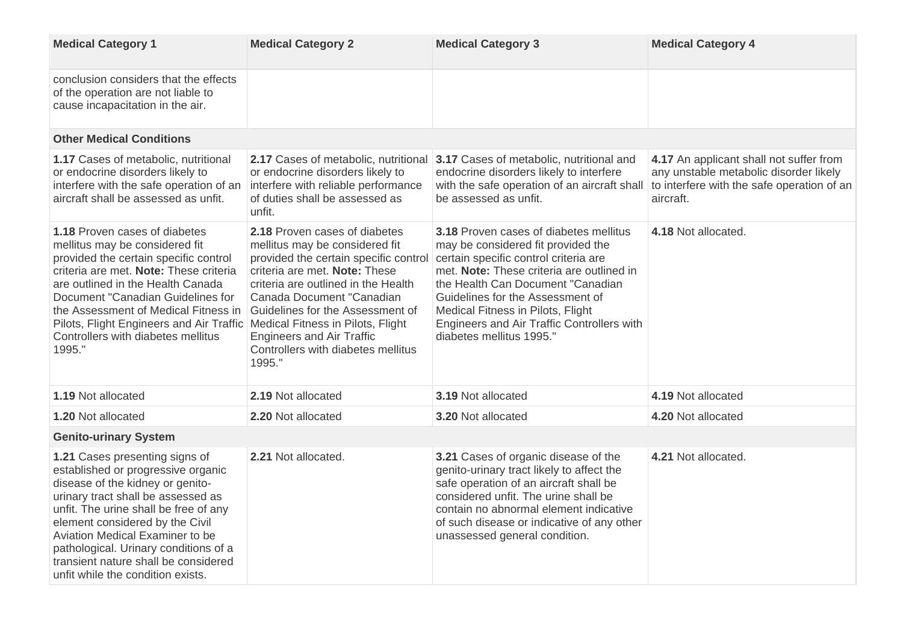| Medical Category 1 | Medical Category 2 | Medical Category 3 | Medical Category 4 |
| --- | --- | --- | --- |
| conclusion considers that the effects of the operation are not liable to cause incapacitation in the air. | | | |
| **Other Medical Conditions** | | | |
| **1.17** Cases of metabolic, nutritional or endocrine disorders likely to interfere with the safe operation of an aircraft shall be assessed as unfit. | **2.17** Cases of metabolic, nutritional or endocrine disorders likely to interfere with reliable performance of duties shall be assessed as unfit. | **3.17** Cases of metabolic, nutritional and endocrine disorders likely to interfere with the safe operation of an aircraft shall be assessed as unfit. | **4.17** An applicant shall not suffer from any unstable metabolic disorder likely to interfere with the safe operation of an aircraft. |
| **1.18** Proven cases of diabetes mellitus may be considered fit provided the certain specific control criteria are met. **Note:** These criteria are outlined in the Health Canada Document "Canadian Guidelines for the Assessment of Medical Fitness in Pilots, Flight Engineers and Air Traffic Controllers with diabetes mellitus 1995." | **2.18** Proven cases of diabetes mellitus may be considered fit provided the certain specific control criteria are met. **Note:** These criteria are outlined in the Health Canada Document "Canadian Guidelines for the Assessment of Medical Fitness in Pilots, Flight Engineers and Air Traffic Controllers with diabetes mellitus 1995." | **3.18** Proven cases of diabetes mellitus may be considered fit provided the certain specific control criteria are met. **Note:** These criteria are outlined in the Health Can Document "Canadian Guidelines for the Assessment of Medical Fitness in Pilots, Flight Engineers and Air Traffic Controllers with diabetes mellitus 1995." | **4.18** Not allocated. |
| **1.19** Not allocated | **2.19** Not allocated | **3.19** Not allocated | **4.19** Not allocated |
| **1.20** Not allocated | **2.20** Not allocated | **3.20** Not allocated | **4.20** Not allocated |
| **Genito-urinary System** | | | |
| **1.21** Cases presenting signs of established or progressive organic disease of the kidney or genito-urinary tract shall be assessed as unfit. The urine shall be free of any element considered by the Civil Aviation Medical Examiner to be pathological. Urinary conditions of a transient nature shall be considered unfit while the condition exists. | **2.21** Not allocated. | **3.21** Cases of organic disease of the genito-urinary tract likely to affect the safe operation of an aircraft shall be considered unfit. The urine shall be contain no abnormal element indicative of such disease or indicative of any other unassessed general condition. | **4.21** Not allocated. |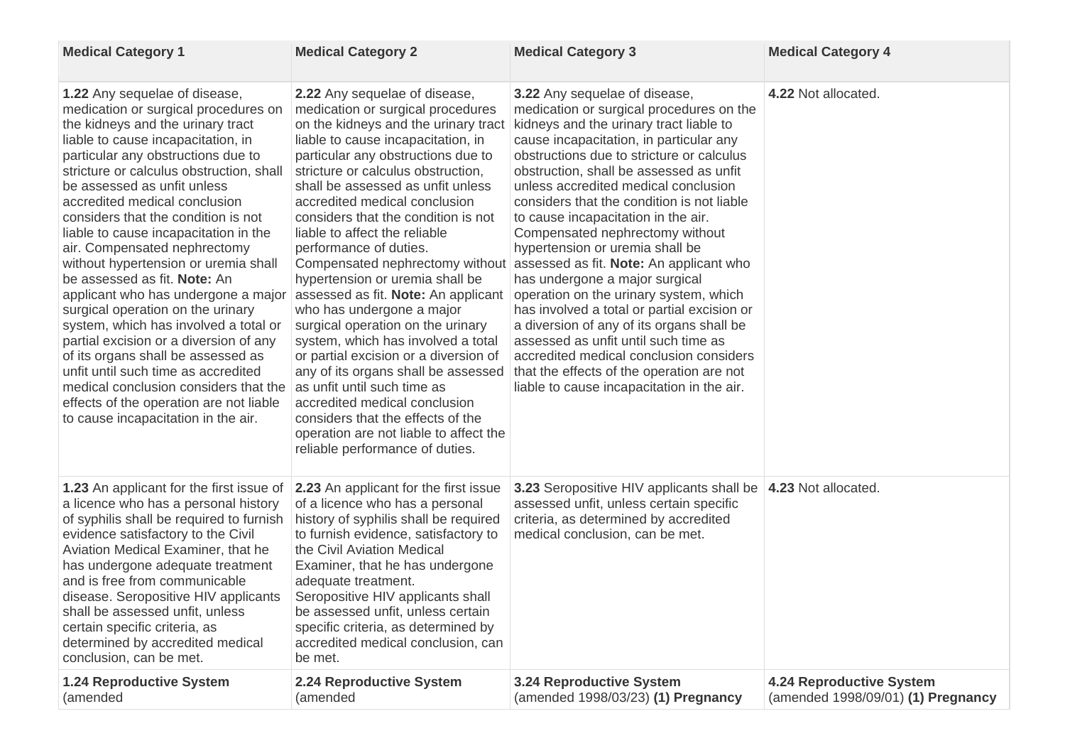| Medical Category 1 | Medical Category 2 | Medical Category 3 | Medical Category 4 |
|---|---|---|---|
| **1.22** Any sequelae of disease, medication or surgical procedures on the kidneys and the urinary tract liable to cause incapacitation, in particular any obstructions due to stricture or calculus obstruction, shall be assessed as unfit unless accredited medical conclusion considers that the condition is not liable to cause incapacitation in the air. Compensated nephrectomy without hypertension or uremia shall be assessed as fit. **Note:** An applicant who has undergone a major surgical operation on the urinary system, which has involved a total or partial excision or a diversion of any of its organs shall be assessed as unfit until such time as accredited medical conclusion considers that the effects of the operation are not liable to cause incapacitation in the air. | **2.22** Any sequelae of disease, medication or surgical procedures on the kidneys and the urinary tract liable to cause incapacitation, in particular any obstructions due to stricture or calculus obstruction, shall be assessed as unfit unless accredited medical conclusion considers that the condition is not liable to affect the reliable performance of duties. Compensated nephrectomy without hypertension or uremia shall be assessed as fit. **Note:** An applicant who has undergone a major surgical operation on the urinary system, which has involved a total or partial excision or a diversion of any of its organs shall be assessed as unfit until such time as accredited medical conclusion considers that the effects of the operation are not liable to affect the reliable performance of duties. | **3.22** Any sequelae of disease, medication or surgical procedures on the kidneys and the urinary tract liable to cause incapacitation, in particular any obstructions due to stricture or calculus obstruction, shall be assessed as unfit unless accredited medical conclusion considers that the condition is not liable to cause incapacitation in the air. Compensated nephrectomy without hypertension or uremia shall be assessed as fit. **Note:** An applicant who has undergone a major surgical operation on the urinary system, which has involved a total or partial excision or a diversion of any of its organs shall be assessed as unfit until such time as accredited medical conclusion considers that the effects of the operation are not liable to cause incapacitation in the air. | **4.22** Not allocated. |
| **1.23** An applicant for the first issue of a licence who has a personal history of syphilis shall be required to furnish evidence satisfactory to the Civil Aviation Medical Examiner, that he has undergone adequate treatment and is free from communicable disease. Seropositive HIV applicants shall be assessed unfit, unless certain specific criteria, as determined by accredited medical conclusion, can be met. | **2.23** An applicant for the first issue of a licence who has a personal history of syphilis shall be required to furnish evidence, satisfactory to the Civil Aviation Medical Examiner, that he has undergone adequate treatment. Seropositive HIV applicants shall be assessed unfit, unless certain specific criteria, as determined by accredited medical conclusion, can be met. | **3.23** Seropositive HIV applicants shall be assessed unfit, unless certain specific criteria, as determined by accredited medical conclusion, can be met. | **4.23** Not allocated. |
| **1.24 Reproductive System** (amended | **2.24 Reproductive System** (amended | **3.24 Reproductive System** (amended 1998/03/23) **(1) Pregnancy** | **4.24 Reproductive System** (amended 1998/09/01) **(1) Pregnancy** |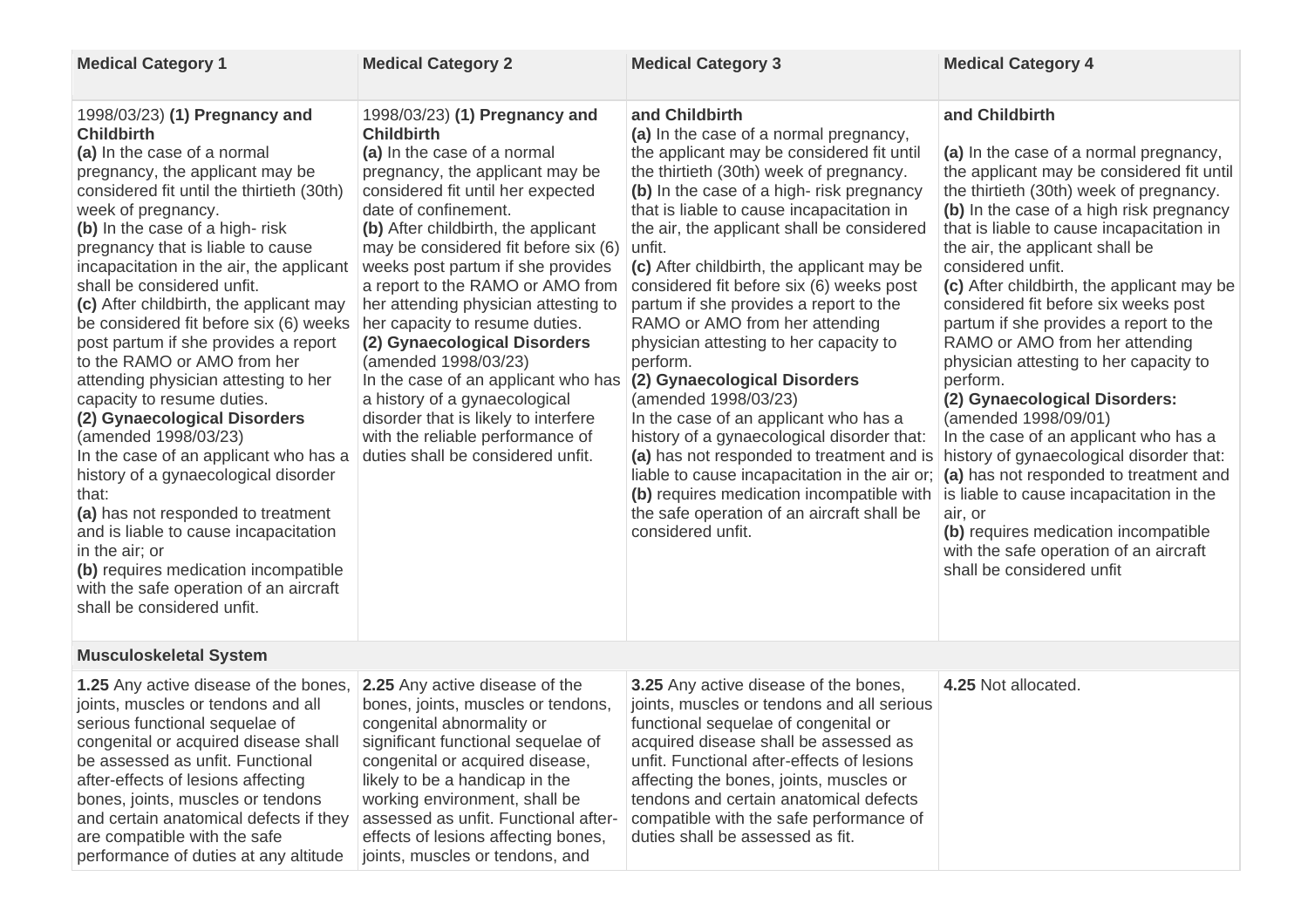| Medical Category 1 | Medical Category 2 | Medical Category 3 | Medical Category 4 |
|---|---|---|---|
| 1998/03/23) **(1) Pregnancy and Childbirth**<br>**(a)** In the case of a normal pregnancy, the applicant may be considered fit until the thirtieth (30th) week of pregnancy.<br>**(b)** In the case of a high- risk pregnancy that is liable to cause incapacitation in the air, the applicant shall be considered unfit.<br>**(c)** After childbirth, the applicant may be considered fit before six (6) weeks post partum if she provides a report to the RAMO or AMO from her attending physician attesting to her capacity to resume duties.<br>**(2) Gynaecological Disorders**<br>(amended 1998/03/23)<br>In the case of an applicant who has a history of a gynaecological disorder that:<br>**(a)** has not responded to treatment and is liable to cause incapacitation in the air; or<br>**(b)** requires medication incompatible with the safe operation of an aircraft shall be considered unfit. | 1998/03/23) **(1) Pregnancy and Childbirth**<br>**(a)** In the case of a normal pregnancy, the applicant may be considered fit until her expected date of confinement.<br>**(b)** After childbirth, the applicant may be considered fit before six (6) weeks post partum if she provides a report to the RAMO or AMO from her attending physician attesting to her capacity to resume duties.<br>**(2) Gynaecological Disorders**<br>(amended 1998/03/23)<br>In the case of an applicant who has a history of a gynaecological disorder that is likely to interfere with the reliable performance of duties shall be considered unfit. | **and Childbirth**<br>**(a)** In the case of a normal pregnancy, the applicant may be considered fit until the thirtieth (30th) week of pregnancy.<br>**(b)** In the case of a high- risk pregnancy that is liable to cause incapacitation in the air, the applicant shall be considered unfit.<br>**(c)** After childbirth, the applicant may be considered fit before six (6) weeks post partum if she provides a report to the RAMO or AMO from her attending physician attesting to her capacity to perform.<br>**(2) Gynaecological Disorders**<br>(amended 1998/03/23)<br>In the case of an applicant who has a history of a gynaecological disorder that:<br>**(a)** has not responded to treatment and is liable to cause incapacitation in the air or;<br>**(b)** requires medication incompatible with the safe operation of an aircraft shall be considered unfit. | **and Childbirth**<br><br>**(a)** In the case of a normal pregnancy, the applicant may be considered fit until the thirtieth (30th) week of pregnancy.<br>**(b)** In the case of a high risk pregnancy that is liable to cause incapacitation in the air, the applicant shall be considered unfit.<br>**(c)** After childbirth, the applicant may be considered fit before six weeks post partum if she provides a report to the RAMO or AMO from her attending physician attesting to her capacity to perform.<br>**(2) Gynaecological Disorders:**<br>(amended 1998/09/01)<br>In the case of an applicant who has a history of gynaecological disorder that:<br>**(a)** has not responded to treatment and is liable to cause incapacitation in the air, or<br>**(b)** requires medication incompatible with the safe operation of an aircraft shall be considered unfit |
| **Musculoskeletal System** | | | |
| **1.25** Any active disease of the bones, joints, muscles or tendons and all serious functional sequelae of congenital or acquired disease shall be assessed as unfit. Functional after-effects of lesions affecting bones, joints, muscles or tendons and certain anatomical defects if they are compatible with the safe performance of duties at any altitude | **2.25** Any active disease of the bones, joints, muscles or tendons, congenital abnormality or significant functional sequelae of congenital or acquired disease, likely to be a handicap in the working environment, shall be assessed as unfit. Functional after-effects of lesions affecting bones, joints, muscles or tendons, and | **3.25** Any active disease of the bones, joints, muscles or tendons and all serious functional sequelae of congenital or acquired disease shall be assessed as unfit. Functional after-effects of lesions affecting the bones, joints, muscles or tendons and certain anatomical defects compatible with the safe performance of duties shall be assessed as fit. | **4.25** Not allocated. |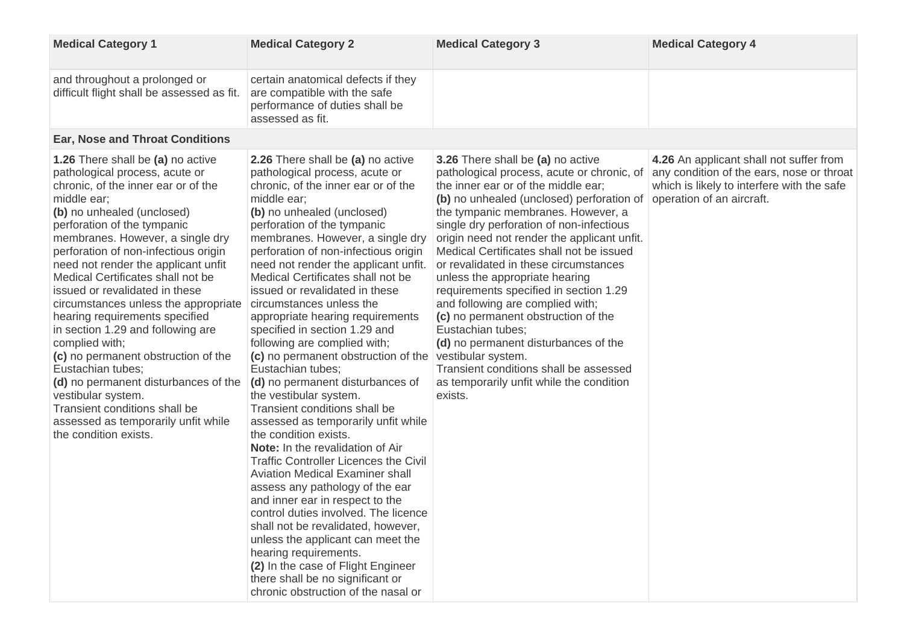| Medical Category 1 | Medical Category 2 | Medical Category 3 | Medical Category 4 |
|---|---|---|---|
| and throughout a prolonged or difficult flight shall be assessed as fit. | certain anatomical defects if they are compatible with the safe performance of duties shall be assessed as fit. | | |
| **Ear, Nose and Throat Conditions** | | | |
| **1.26** There shall be **(a)** no active pathological process, acute or chronic, of the inner ear or of the middle ear;<br>**(b)** no unhealed (unclosed) perforation of the tympanic membranes. However, a single dry perforation of non-infectious origin need not render the applicant unfit Medical Certificates shall not be issued or revalidated in these circumstances unless the appropriate hearing requirements specified in section 1.29 and following are complied with;<br>**(c)** no permanent obstruction of the Eustachian tubes;<br>**(d)** no permanent disturbances of the vestibular system.<br>Transient conditions shall be assessed as temporarily unfit while the condition exists. | **2.26** There shall be **(a)** no active pathological process, acute or chronic, of the inner ear or of the middle ear;<br>**(b)** no unhealed (unclosed) perforation of the tympanic membranes. However, a single dry perforation of non-infectious origin need not render the applicant unfit. Medical Certificates shall not be issued or revalidated in these circumstances unless the appropriate hearing requirements specified in section 1.29 and following are complied with;<br>**(c)** no permanent obstruction of the Eustachian tubes;<br>**(d)** no permanent disturbances of the vestibular system.<br>Transient conditions shall be assessed as temporarily unfit while the condition exists.<br>**Note:** In the revalidation of Air Traffic Controller Licences the Civil Aviation Medical Examiner shall assess any pathology of the ear and inner ear in respect to the control duties involved. The licence shall not be revalidated, however, unless the applicant can meet the hearing requirements.<br>**(2)** In the case of Flight Engineer there shall be no significant or chronic obstruction of the nasal or | **3.26** There shall be **(a)** no active pathological process, acute or chronic, of the inner ear or of the middle ear;<br>**(b)** no unhealed (unclosed) perforation of the tympanic membranes. However, a single dry perforation of non-infectious origin need not render the applicant unfit. Medical Certificates shall not be issued or revalidated in these circumstances unless the appropriate hearing requirements specified in section 1.29 and following are complied with;<br>**(c)** no permanent obstruction of the Eustachian tubes;<br>**(d)** no permanent disturbances of the vestibular system.<br>Transient conditions shall be assessed as temporarily unfit while the condition exists. | **4.26** An applicant shall not suffer from any condition of the ears, nose or throat which is likely to interfere with the safe operation of an aircraft. |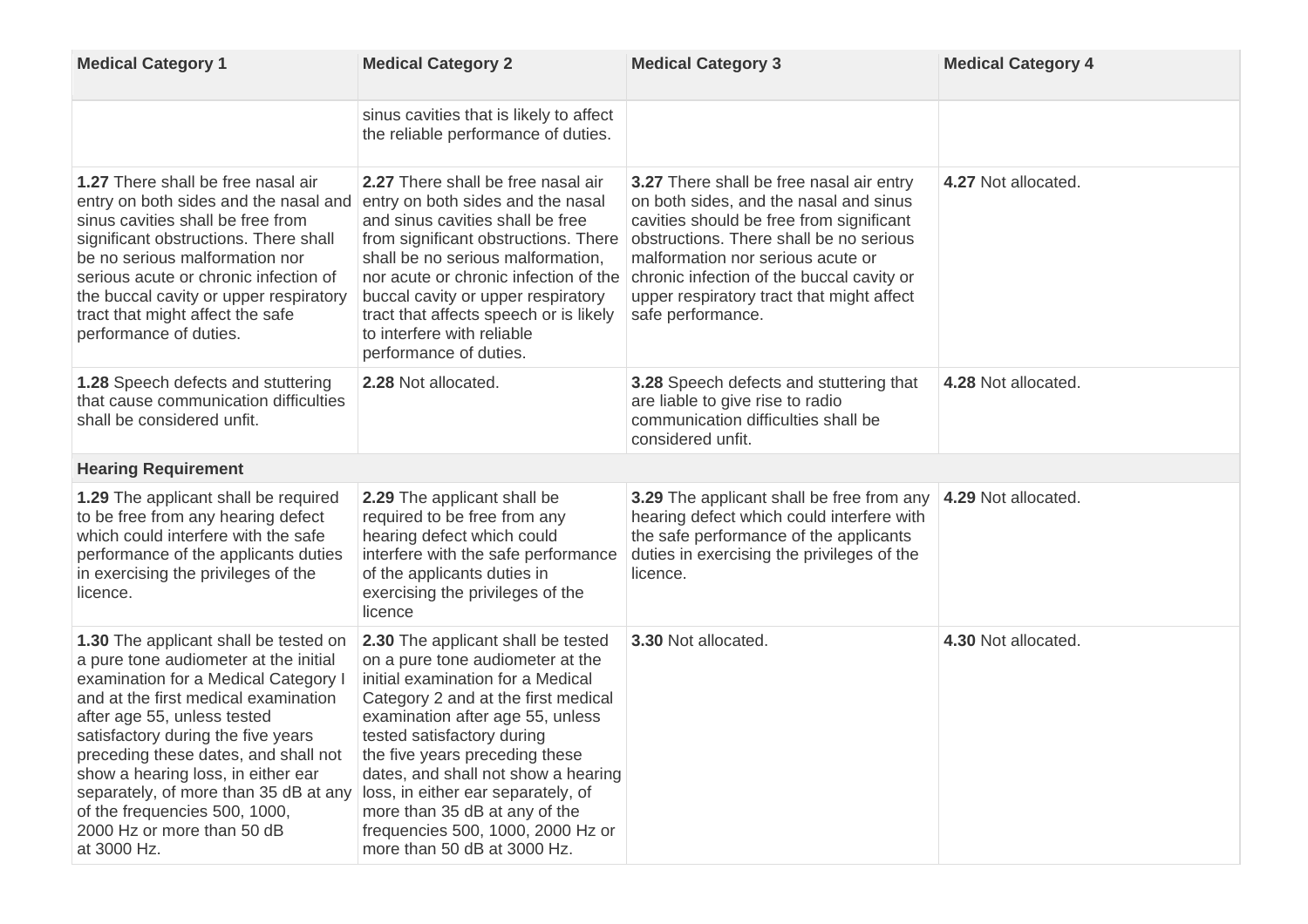| Medical Category 1 | Medical Category 2 | Medical Category 3 | Medical Category 4 |
| --- | --- | --- | --- |
| | sinus cavities that is likely to affect the reliable performance of duties. | | |
| **1.27** There shall be free nasal air entry on both sides and the nasal and sinus cavities shall be free from significant obstructions. There shall be no serious malformation nor serious acute or chronic infection of the buccal cavity or upper respiratory tract that might affect the safe performance of duties. | **2.27** There shall be free nasal air entry on both sides and the nasal and sinus cavities shall be free from significant obstructions. There shall be no serious malformation, nor acute or chronic infection of the buccal cavity or upper respiratory tract that affects speech or is likely to interfere with reliable performance of duties. | **3.27** There shall be free nasal air entry on both sides, and the nasal and sinus cavities should be free from significant obstructions. There shall be no serious malformation nor serious acute or chronic infection of the buccal cavity or upper respiratory tract that might affect safe performance. | **4.27** Not allocated. |
| **1.28** Speech defects and stuttering that cause communication difficulties shall be considered unfit. | **2.28** Not allocated. | **3.28** Speech defects and stuttering that are liable to give rise to radio communication difficulties shall be considered unfit. | **4.28** Not allocated. |
| **Hearing Requirement** | | | |
| **1.29** The applicant shall be required to be free from any hearing defect which could interfere with the safe performance of the applicants duties in exercising the privileges of the licence. | **2.29** The applicant shall be required to be free from any hearing defect which could interfere with the safe performance of the applicants duties in exercising the privileges of the licence | **3.29** The applicant shall be free from any hearing defect which could interfere with the safe performance of the applicants duties in exercising the privileges of the licence. | **4.29** Not allocated. |
| **1.30** The applicant shall be tested on a pure tone audiometer at the initial examination for a Medical Category I and at the first medical examination after age 55, unless tested satisfactory during the five years preceding these dates, and shall not show a hearing loss, in either ear separately, of more than 35 dB at any of the frequencies 500, 1000, 2000 Hz or more than 50 dB at 3000 Hz. | **2.30** The applicant shall be tested on a pure tone audiometer at the initial examination for a Medical Category 2 and at the first medical examination after age 55, unless tested satisfactory during the five years preceding these dates, and shall not show a hearing loss, in either ear separately, of more than 35 dB at any of the frequencies 500, 1000, 2000 Hz or more than 50 dB at 3000 Hz. | **3.30** Not allocated. | **4.30** Not allocated. |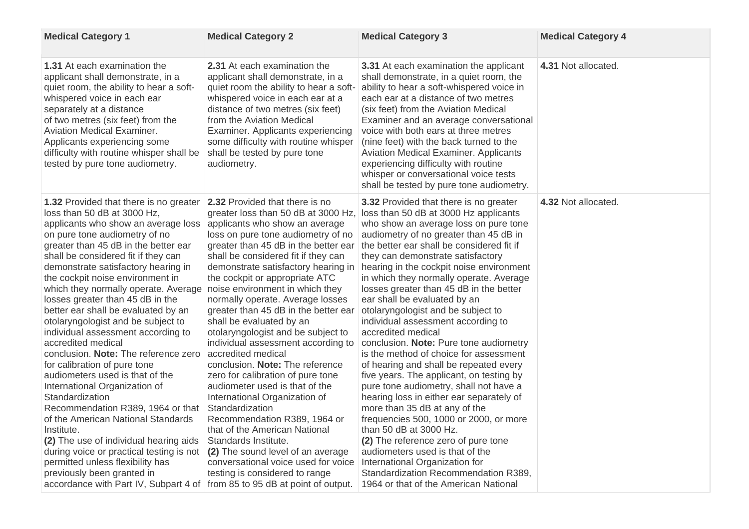| Medical Category 1 | Medical Category 2 | Medical Category 3 | Medical Category 4 |
|---|---|---|---|
| **1.31** At each examination the applicant shall demonstrate, in a quiet room, the ability to hear a soft-whispered voice in each ear separately at a distance of two metres (six feet) from the Aviation Medical Examiner. Applicants experiencing some difficulty with routine whisper shall be tested by pure tone audiometry. | **2.31** At each examination the applicant shall demonstrate, in a quiet room the ability to hear a soft-whispered voice in each ear at a distance of two metres (six feet) from the Aviation Medical Examiner. Applicants experiencing some difficulty with routine whisper shall be tested by pure tone audiometry. | **3.31** At each examination the applicant shall demonstrate, in a quiet room, the ability to hear a soft-whispered voice in each ear at a distance of two metres (six feet) from the Aviation Medical Examiner and an average conversational voice with both ears at three metres (nine feet) with the back turned to the Aviation Medical Examiner. Applicants experiencing difficulty with routine whisper or conversational voice tests shall be tested by pure tone audiometry. | **4.31** Not allocated. |
| **1.32** Provided that there is no greater loss than 50 dB at 3000 Hz, applicants who show an average loss on pure tone audiometry of no greater than 45 dB in the better ear shall be considered fit if they can demonstrate satisfactory hearing in the cockpit noise environment in which they normally operate. Average losses greater than 45 dB in the better ear shall be evaluated by an otolaryngologist and be subject to individual assessment according to accredited medical conclusion. **Note:** The reference zero for calibration of pure tone audiometers used is that of the International Organization of Standardization Recommendation R389, 1964 or that of the American National Standards Institute.<br>**(2)** The use of individual hearing aids during voice or practical testing is not permitted unless flexibility has previously been granted in accordance with Part IV, Subpart 4 of | **2.32** Provided that there is no greater loss than 50 dB at 3000 Hz, applicants who show an average loss on pure tone audiometry of no greater than 45 dB in the better ear shall be considered fit if they can demonstrate satisfactory hearing in the cockpit or appropriate ATC noise environment in which they normally operate. Average losses greater than 45 dB in the better ear shall be evaluated by an otolaryngologist and be subject to individual assessment according to accredited medical conclusion. **Note:** The reference zero for calibration of pure tone audiometer used is that of the International Organization of Standardization Recommendation R389, 1964 or that of the American National Standards Institute.<br>**(2)** The sound level of an average conversational voice used for voice testing is considered to range from 85 to 95 dB at point of output. | **3.32** Provided that there is no greater loss than 50 dB at 3000 Hz applicants who show an average loss on pure tone audiometry of no greater than 45 dB in the better ear shall be considered fit if they can demonstrate satisfactory hearing in the cockpit noise environment in which they normally operate. Average losses greater than 45 dB in the better ear shall be evaluated by an otolaryngologist and be subject to individual assessment according to accredited medical conclusion. **Note:** Pure tone audiometry is the method of choice for assessment of hearing and shall be repeated every five years. The applicant, on testing by pure tone audiometry, shall not have a hearing loss in either ear separately of more than 35 dB at any of the frequencies 500, 1000 or 2000, or more than 50 dB at 3000 Hz.<br>**(2)** The reference zero of pure tone audiometers used is that of the International Organization for Standardization Recommendation R389, 1964 or that of the American National | **4.32** Not allocated. |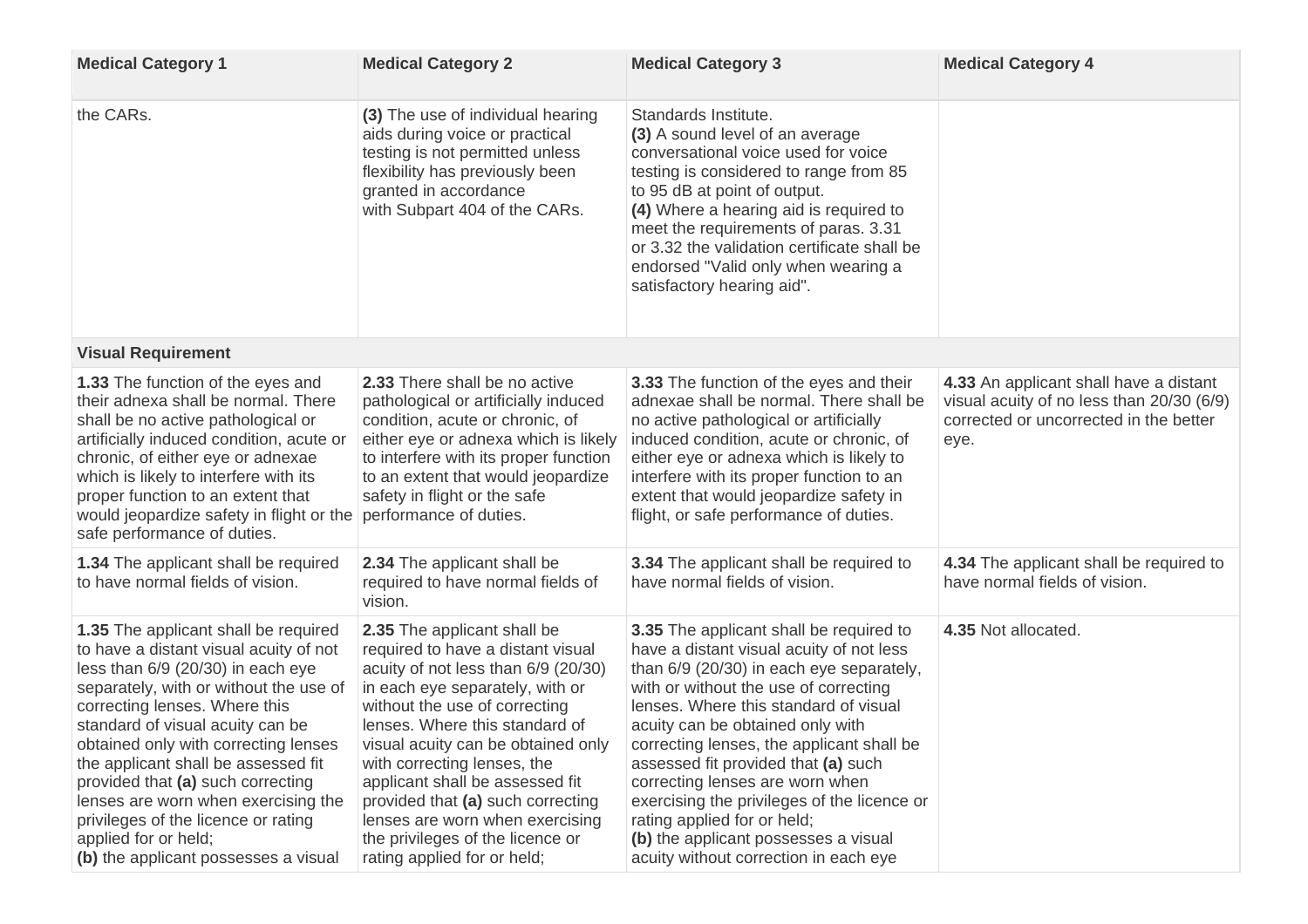| Medical Category 1 | Medical Category 2 | Medical Category 3 | Medical Category 4 |
|---|---|---|---|
| the CARs. | **(3)** The use of individual hearing aids during voice or practical testing is not permitted unless flexibility has previously been granted in accordance with Subpart 404 of the CARs. | Standards Institute.<br>**(3)** A sound level of an average conversational voice used for voice testing is considered to range from 85 to 95 dB at point of output.<br>**(4)** Where a hearing aid is required to meet the requirements of paras. 3.31 or 3.32 the validation certificate shall be endorsed "Valid only when wearing a satisfactory hearing aid". | |
| **Visual Requirement** | | | |
| **1.33** The function of the eyes and their adnexa shall be normal. There shall be no active pathological or artificially induced condition, acute or chronic, of either eye or adnexae which is likely to interfere with its proper function to an extent that would jeopardize safety in flight or the safe performance of duties. | **2.33** There shall be no active pathological or artificially induced condition, acute or chronic, of either eye or adnexa which is likely to interfere with its proper function to an extent that would jeopardize safety in flight or the safe performance of duties. | **3.33** The function of the eyes and their adnexae shall be normal. There shall be no active pathological or artificially induced condition, acute or chronic, of either eye or adnexa which is likely to interfere with its proper function to an extent that would jeopardize safety in flight, or safe performance of duties. | **4.33** An applicant shall have a distant visual acuity of no less than 20/30 (6/9) corrected or uncorrected in the better eye. |
| **1.34** The applicant shall be required to have normal fields of vision. | **2.34** The applicant shall be required to have normal fields of vision. | **3.34** The applicant shall be required to have normal fields of vision. | **4.34** The applicant shall be required to have normal fields of vision. |
| **1.35** The applicant shall be required to have a distant visual acuity of not less than 6/9 (20/30) in each eye separately, with or without the use of correcting lenses. Where this standard of visual acuity can be obtained only with correcting lenses the applicant shall be assessed fit provided that **(a)** such correcting lenses are worn when exercising the privileges of the licence or rating applied for or held;<br>**(b)** the applicant possesses a visual | **2.35** The applicant shall be required to have a distant visual acuity of not less than 6/9 (20/30) in each eye separately, with or without the use of correcting lenses. Where this standard of visual acuity can be obtained only with correcting lenses, the applicant shall be assessed fit provided that **(a)** such correcting lenses are worn when exercising the privileges of the licence or rating applied for or held; | **3.35** The applicant shall be required to have a distant visual acuity of not less than 6/9 (20/30) in each eye separately, with or without the use of correcting lenses. Where this standard of visual acuity can be obtained only with correcting lenses, the applicant shall be assessed fit provided that **(a)** such correcting lenses are worn when exercising the privileges of the licence or rating applied for or held;<br>**(b)** the applicant possesses a visual acuity without correction in each eye | **4.35** Not allocated. |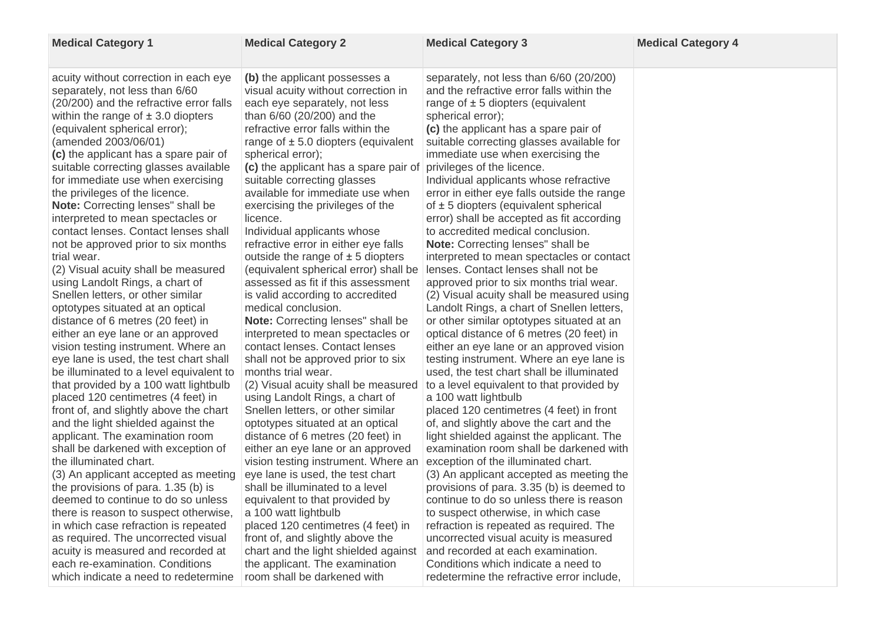| Medical Category 1 | Medical Category 2 | Medical Category 3 | Medical Category 4 |
|---|---|---|---|
| acuity without correction in each eye separately, not less than 6/60 (20/200) and the refractive error falls within the range of ± 3.0 diopters (equivalent spherical error); (amended 2003/06/01)<br>**(c)** the applicant has a spare pair of suitable correcting glasses available for immediate use when exercising the privileges of the licence.<br>**Note:** Correcting lenses" shall be interpreted to mean spectacles or contact lenses. Contact lenses shall not be approved prior to six months trial wear.<br>(2) Visual acuity shall be measured using Landolt Rings, a chart of Snellen letters, or other similar optotypes situated at an optical distance of 6 metres (20 feet) in either an eye lane or an approved vision testing instrument. Where an eye lane is used, the test chart shall be illuminated to a level equivalent to that provided by a 100 watt lightbulb placed 120 centimetres (4 feet) in front of, and slightly above the chart and the light shielded against the applicant. The examination room shall be darkened with exception of the illuminated chart.<br>(3) An applicant accepted as meeting the provisions of para. 1.35 (b) is deemed to continue to do so unless there is reason to suspect otherwise, in which case refraction is repeated as required. The uncorrected visual acuity is measured and recorded at each re-examination. Conditions which indicate a need to redetermine | **(b)** the applicant possesses a visual acuity without correction in each eye separately, not less than 6/60 (20/200) and the refractive error falls within the range of ± 5.0 diopters (equivalent spherical error);<br>**(c)** the applicant has a spare pair of suitable correcting glasses available for immediate use when exercising the privileges of the licence.<br>Individual applicants whose refractive error in either eye falls outside the range of ± 5 diopters (equivalent spherical error) shall be assessed as fit if this assessment is valid according to accredited medical conclusion.<br>**Note:** Correcting lenses" shall be interpreted to mean spectacles or contact lenses. Contact lenses shall not be approved prior to six months trial wear.<br>(2) Visual acuity shall be measured using Landolt Rings, a chart of Snellen letters, or other similar optotypes situated at an optical distance of 6 metres (20 feet) in either an eye lane or an approved vision testing instrument. Where an eye lane is used, the test chart shall be illuminated to a level equivalent to that provided by a 100 watt lightbulb placed 120 centimetres (4 feet) in front of, and slightly above the chart and the light shielded against the applicant. The examination room shall be darkened with | separately, not less than 6/60 (20/200) and the refractive error falls within the range of ± 5 diopters (equivalent spherical error);<br>**(c)** the applicant has a spare pair of suitable correcting glasses available for immediate use when exercising the privileges of the licence.<br>Individual applicants whose refractive error in either eye falls outside the range of ± 5 diopters (equivalent spherical error) shall be accepted as fit according to accredited medical conclusion.<br>**Note:** Correcting lenses" shall be interpreted to mean spectacles or contact lenses. Contact lenses shall not be approved prior to six months trial wear.<br>(2) Visual acuity shall be measured using Landolt Rings, a chart of Snellen letters, or other similar optotypes situated at an optical distance of 6 metres (20 feet) in either an eye lane or an approved vision testing instrument. Where an eye lane is used, the test chart shall be illuminated to a level equivalent to that provided by a 100 watt lightbulb placed 120 centimetres (4 feet) in front of, and slightly above the cart and the light shielded against the applicant. The examination room shall be darkened with exception of the illuminated chart.<br>(3) An applicant accepted as meeting the provisions of para. 3.35 (b) is deemed to continue to do so unless there is reason to suspect otherwise, in which case refraction is repeated as required. The uncorrected visual acuity is measured and recorded at each examination. Conditions which indicate a need to redetermine the refractive error include, | |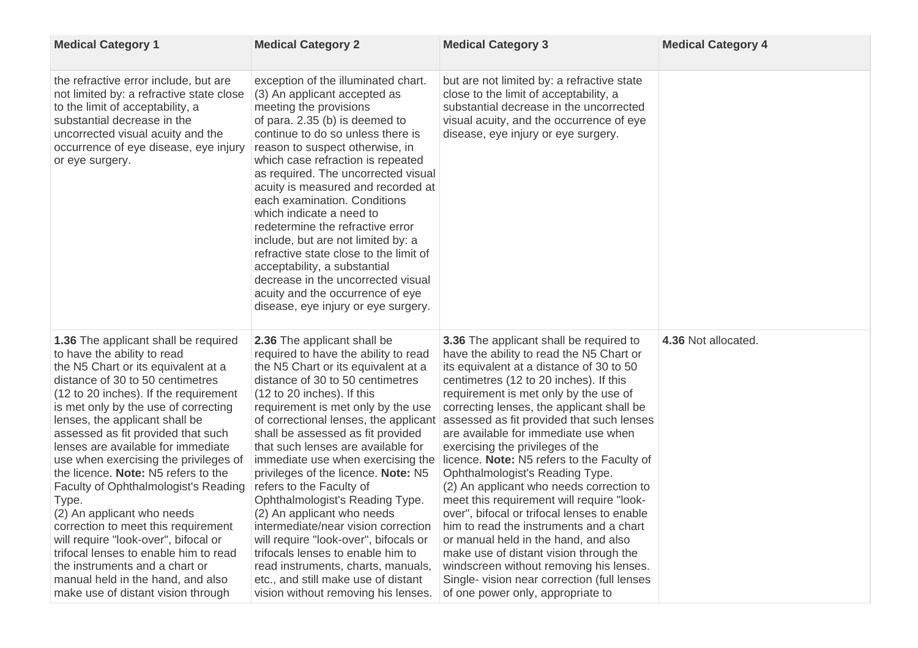| Medical Category 1 | Medical Category 2 | Medical Category 3 | Medical Category 4 |
|---|---|---|---|
| the refractive error include, but are not limited by: a refractive state close to the limit of acceptability, a substantial decrease in the uncorrected visual acuity and the occurrence of eye disease, eye injury or eye surgery. | exception of the illuminated chart. (3) An applicant accepted as meeting the provisions of para. 2.35 (b) is deemed to continue to do so unless there is reason to suspect otherwise, in which case refraction is repeated as required. The uncorrected visual acuity is measured and recorded at each examination. Conditions which indicate a need to redetermine the refractive error include, but are not limited by: a refractive state close to the limit of acceptability, a substantial decrease in the uncorrected visual acuity and the occurrence of eye disease, eye injury or eye surgery. | but are not limited by: a refractive state close to the limit of acceptability, a substantial decrease in the uncorrected visual acuity, and the occurrence of eye disease, eye injury or eye surgery. | |
| **1.36** The applicant shall be required to have the ability to read the N5 Chart or its equivalent at a distance of 30 to 50 centimetres (12 to 20 inches). If the requirement is met only by the use of correcting lenses, the applicant shall be assessed as fit provided that such lenses are available for immediate use when exercising the privileges of the licence. **Note:** N5 refers to the Faculty of Ophthalmologist's Reading Type. (2) An applicant who needs correction to meet this requirement will require "look-over", bifocal or trifocal lenses to enable him to read the instruments and a chart or manual held in the hand, and also make use of distant vision through | **2.36** The applicant shall be required to have the ability to read the N5 Chart or its equivalent at a distance of 30 to 50 centimetres (12 to 20 inches). If this requirement is met only by the use of correctional lenses, the applicant shall be assessed as fit provided that such lenses are available for immediate use when exercising the privileges of the licence. **Note:** N5 refers to the Faculty of Ophthalmologist's Reading Type. (2) An applicant who needs intermediate/near vision correction will require "look-over", bifocals or trifocals lenses to enable him to read instruments, charts, manuals, etc., and still make use of distant vision without removing his lenses. | **3.36** The applicant shall be required to have the ability to read the N5 Chart or its equivalent at a distance of 30 to 50 centimetres (12 to 20 inches). If this requirement is met only by the use of correcting lenses, the applicant shall be assessed as fit provided that such lenses are available for immediate use when exercising the privileges of the licence. **Note:** N5 refers to the Faculty of Ophthalmologist's Reading Type. (2) An applicant who needs correction to meet this requirement will require "look-over", bifocal or trifocal lenses to enable him to read the instruments and a chart or manual held in the hand, and also make use of distant vision through the windscreen without removing his lenses. Single- vision near correction (full lenses of one power only, appropriate to | **4.36** Not allocated. |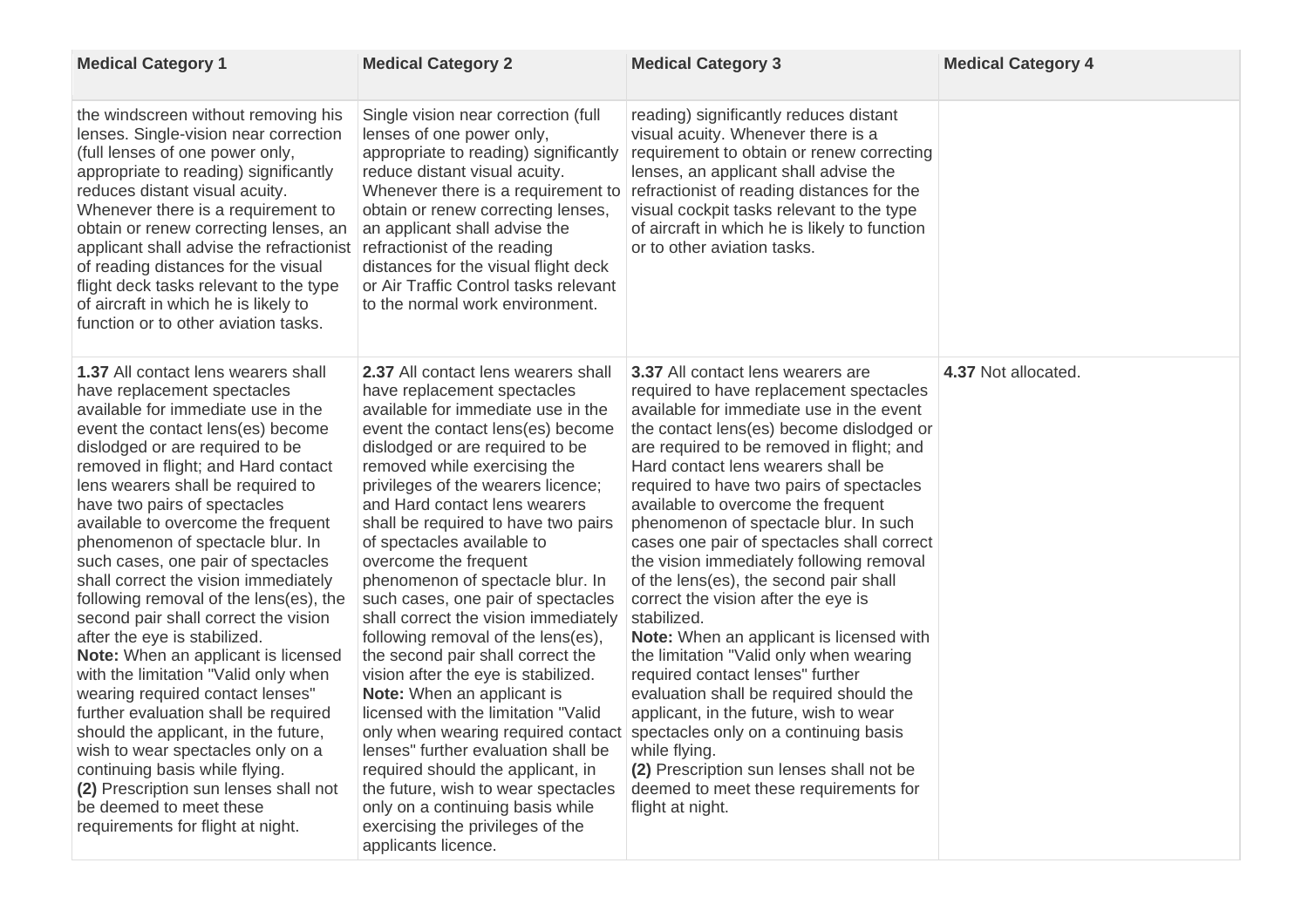| Medical Category 1 | Medical Category 2 | Medical Category 3 | Medical Category 4 |
|---|---|---|---|
| the windscreen without removing his lenses. Single-vision near correction (full lenses of one power only, appropriate to reading) significantly reduces distant visual acuity. Whenever there is a requirement to obtain or renew correcting lenses, an applicant shall advise the refractionist of reading distances for the visual flight deck tasks relevant to the type of aircraft in which he is likely to function or to other aviation tasks. | Single vision near correction (full lenses of one power only, appropriate to reading) significantly reduce distant visual acuity. Whenever there is a requirement to obtain or renew correcting lenses, an applicant shall advise the refractionist of the reading distances for the visual flight deck or Air Traffic Control tasks relevant to the normal work environment. | reading) significantly reduces distant visual acuity. Whenever there is a requirement to obtain or renew correcting lenses, an applicant shall advise the refractionist of reading distances for the visual cockpit tasks relevant to the type of aircraft in which he is likely to function or to other aviation tasks. | |
| **1.37** All contact lens wearers shall have replacement spectacles available for immediate use in the event the contact lens(es) become dislodged or are required to be removed in flight; and Hard contact lens wearers shall be required to have two pairs of spectacles available to overcome the frequent phenomenon of spectacle blur. In such cases, one pair of spectacles shall correct the vision immediately following removal of the lens(es), the second pair shall correct the vision after the eye is stabilized.<br>**Note:** When an applicant is licensed with the limitation "Valid only when wearing required contact lenses" further evaluation shall be required should the applicant, in the future, wish to wear spectacles only on a continuing basis while flying.<br>**(2)** Prescription sun lenses shall not be deemed to meet these requirements for flight at night. | **2.37** All contact lens wearers shall have replacement spectacles available for immediate use in the event the contact lens(es) become dislodged or are required to be removed while exercising the privileges of the wearers licence; and Hard contact lens wearers shall be required to have two pairs of spectacles available to overcome the frequent phenomenon of spectacle blur. In such cases, one pair of spectacles shall correct the vision immediately following removal of the lens(es), the second pair shall correct the vision after the eye is stabilized.<br>**Note:** When an applicant is licensed with the limitation "Valid only when wearing required contact lenses" further evaluation shall be required should the applicant, in the future, wish to wear spectacles only on a continuing basis while exercising the privileges of the applicants licence. | **3.37** All contact lens wearers are required to have replacement spectacles available for immediate use in the event the contact lens(es) become dislodged or are required to be removed in flight; and Hard contact lens wearers shall be required to have two pairs of spectacles available to overcome the frequent phenomenon of spectacle blur. In such cases one pair of spectacles shall correct the vision immediately following removal of the lens(es), the second pair shall correct the vision after the eye is stabilized.<br>**Note:** When an applicant is licensed with the limitation "Valid only when wearing required contact lenses" further evaluation shall be required should the applicant, in the future, wish to wear spectacles only on a continuing basis while flying.<br>**(2)** Prescription sun lenses shall not be deemed to meet these requirements for flight at night. | **4.37** Not allocated. |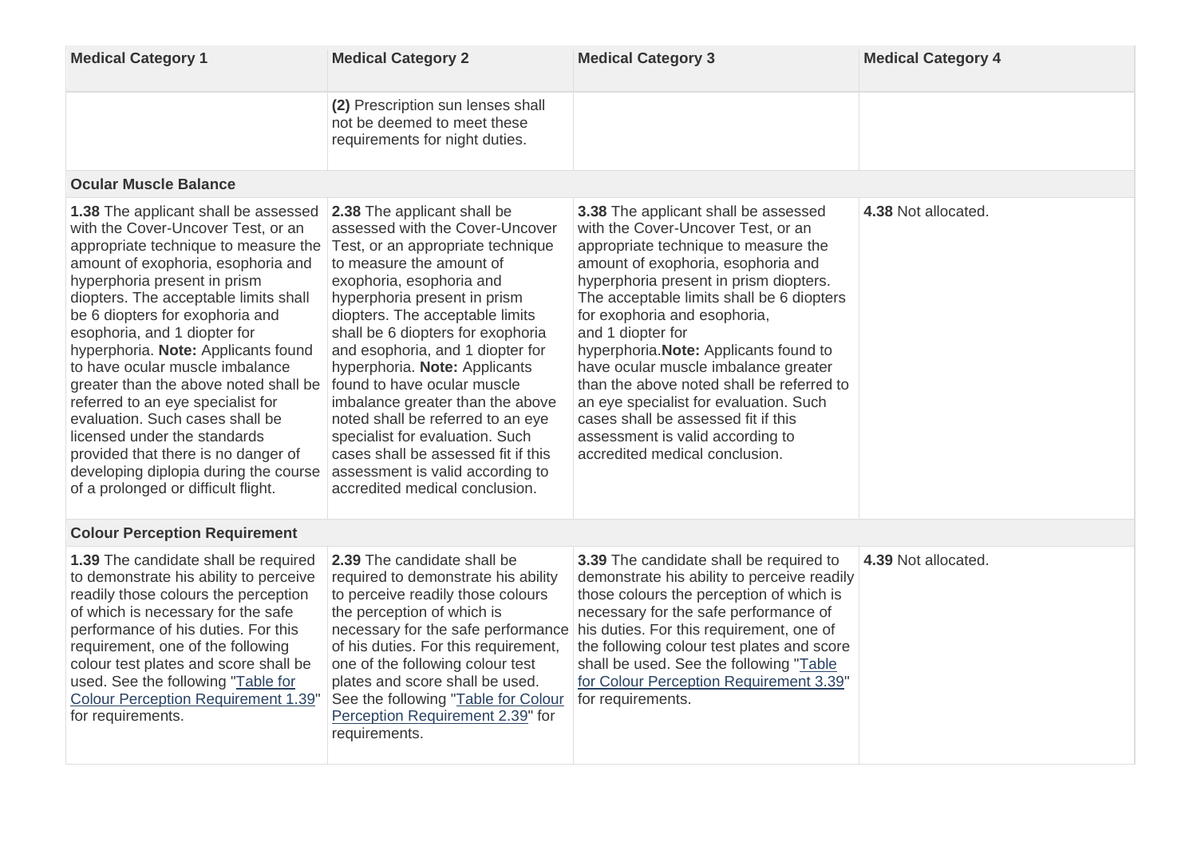| Medical Category 1 | Medical Category 2 | Medical Category 3 | Medical Category 4 |
|---|---|---|---|
| | **(2)** Prescription sun lenses shall not be deemed to meet these requirements for night duties. | | |
| **Ocular Muscle Balance** | | | |
| **1.38** The applicant shall be assessed with the Cover-Uncover Test, or an appropriate technique to measure the amount of exophoria, esophoria and hyperphoria present in prism diopters. The acceptable limits shall be 6 diopters for exophoria and esophoria, and 1 diopter for hyperphoria. **Note:** Applicants found to have ocular muscle imbalance greater than the above noted shall be referred to an eye specialist for evaluation. Such cases shall be licensed under the standards provided that there is no danger of developing diplopia during the course of a prolonged or difficult flight. | **2.38** The applicant shall be assessed with the Cover-Uncover Test, or an appropriate technique to measure the amount of exophoria, esophoria and hyperphoria present in prism diopters. The acceptable limits shall be 6 diopters for exophoria and esophoria, and 1 diopter for hyperphoria. **Note:** Applicants found to have ocular muscle imbalance greater than the above noted shall be referred to an eye specialist for evaluation. Such cases shall be assessed fit if this assessment is valid according to accredited medical conclusion. | **3.38** The applicant shall be assessed with the Cover-Uncover Test, or an appropriate technique to measure the amount of exophoria, esophoria and hyperphoria present in prism diopters. The acceptable limits shall be 6 diopters for exophoria and esophoria, and 1 diopter for hyperphoria.**Note:** Applicants found to have ocular muscle imbalance greater than the above noted shall be referred to an eye specialist for evaluation. Such cases shall be assessed fit if this assessment is valid according to accredited medical conclusion. | **4.38** Not allocated. |
| **Colour Perception Requirement** | | | |
| **1.39** The candidate shall be required to demonstrate his ability to perceive readily those colours the perception of which is necessary for the safe performance of his duties. For this requirement, one of the following colour test plates and score shall be used. See the following "Table for Colour Perception Requirement 1.39" for requirements. | **2.39** The candidate shall be required to demonstrate his ability to perceive readily those colours the perception of which is necessary for the safe performance of his duties. For this requirement, one of the following colour test plates and score shall be used. See the following "Table for Colour Perception Requirement 2.39" for requirements. | **3.39** The candidate shall be required to demonstrate his ability to perceive readily those colours the perception of which is necessary for the safe performance of his duties. For this requirement, one of the following colour test plates and score shall be used. See the following "Table for Colour Perception Requirement 3.39" for requirements. | **4.39** Not allocated. |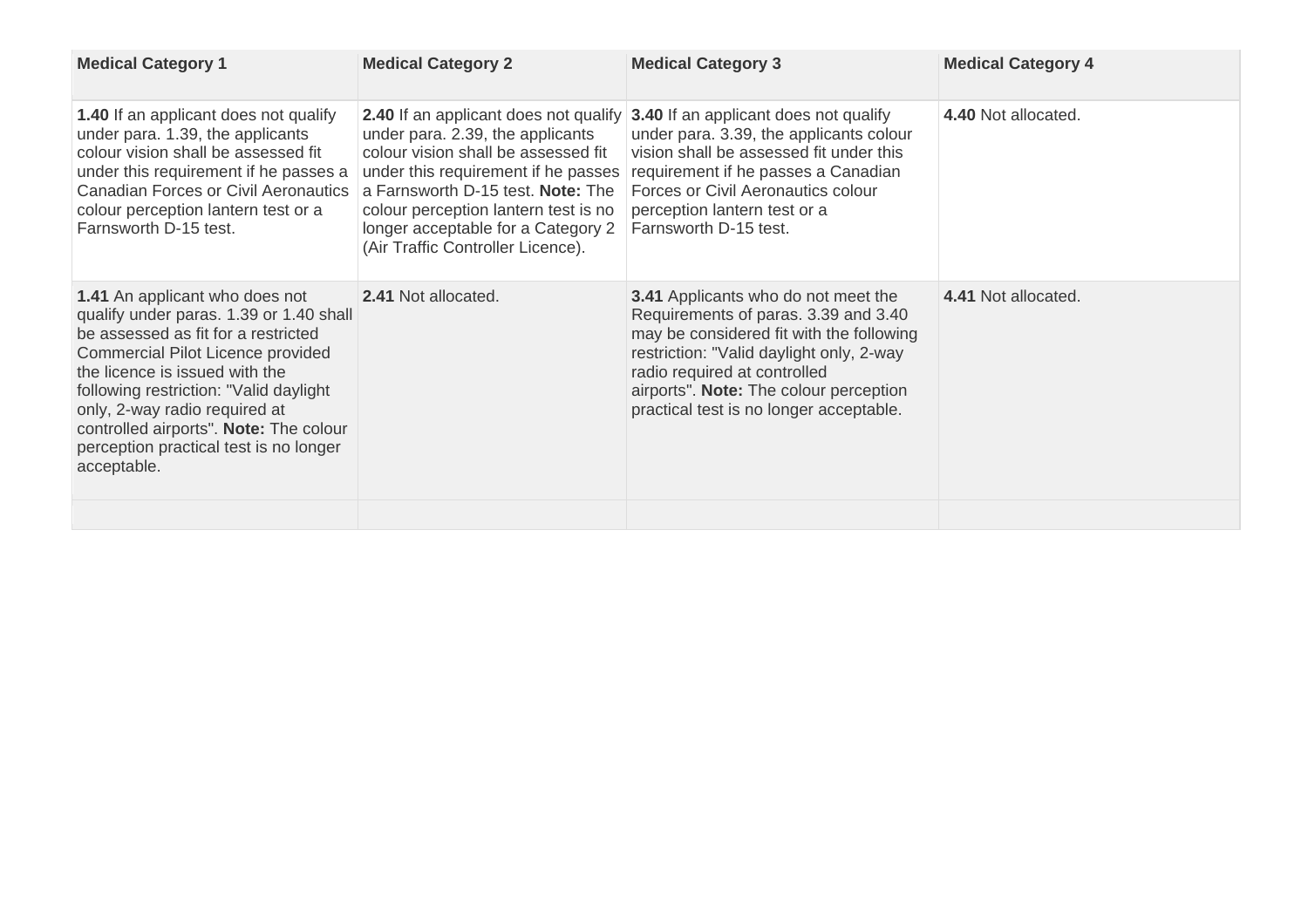| Medical Category 1 | Medical Category 2 | Medical Category 3 | Medical Category 4 |
|---|---|---|---|
| **1.40** If an applicant does not qualify under para. 1.39, the applicants colour vision shall be assessed fit under this requirement if he passes a Canadian Forces or Civil Aeronautics colour perception lantern test or a Farnsworth D-15 test. | **2.40** If an applicant does not qualify under para. 2.39, the applicants colour vision shall be assessed fit under this requirement if he passes a Farnsworth D-15 test. **Note:** The colour perception lantern test is no longer acceptable for a Category 2 (Air Traffic Controller Licence). | **3.40** If an applicant does not qualify under para. 3.39, the applicants colour vision shall be assessed fit under this requirement if he passes a Canadian Forces or Civil Aeronautics colour perception lantern test or a Farnsworth D-15 test. | **4.40** Not allocated. |
| **1.41** An applicant who does not qualify under paras. 1.39 or 1.40 shall be assessed as fit for a restricted Commercial Pilot Licence provided the licence is issued with the following restriction: "Valid daylight only, 2-way radio required at controlled airports". **Note:** The colour perception practical test is no longer acceptable. | **2.41** Not allocated. | **3.41** Applicants who do not meet the Requirements of paras. 3.39 and 3.40 may be considered fit with the following restriction: "Valid daylight only, 2-way radio required at controlled airports". **Note:** The colour perception practical test is no longer acceptable. | **4.41** Not allocated. |
| | | | |